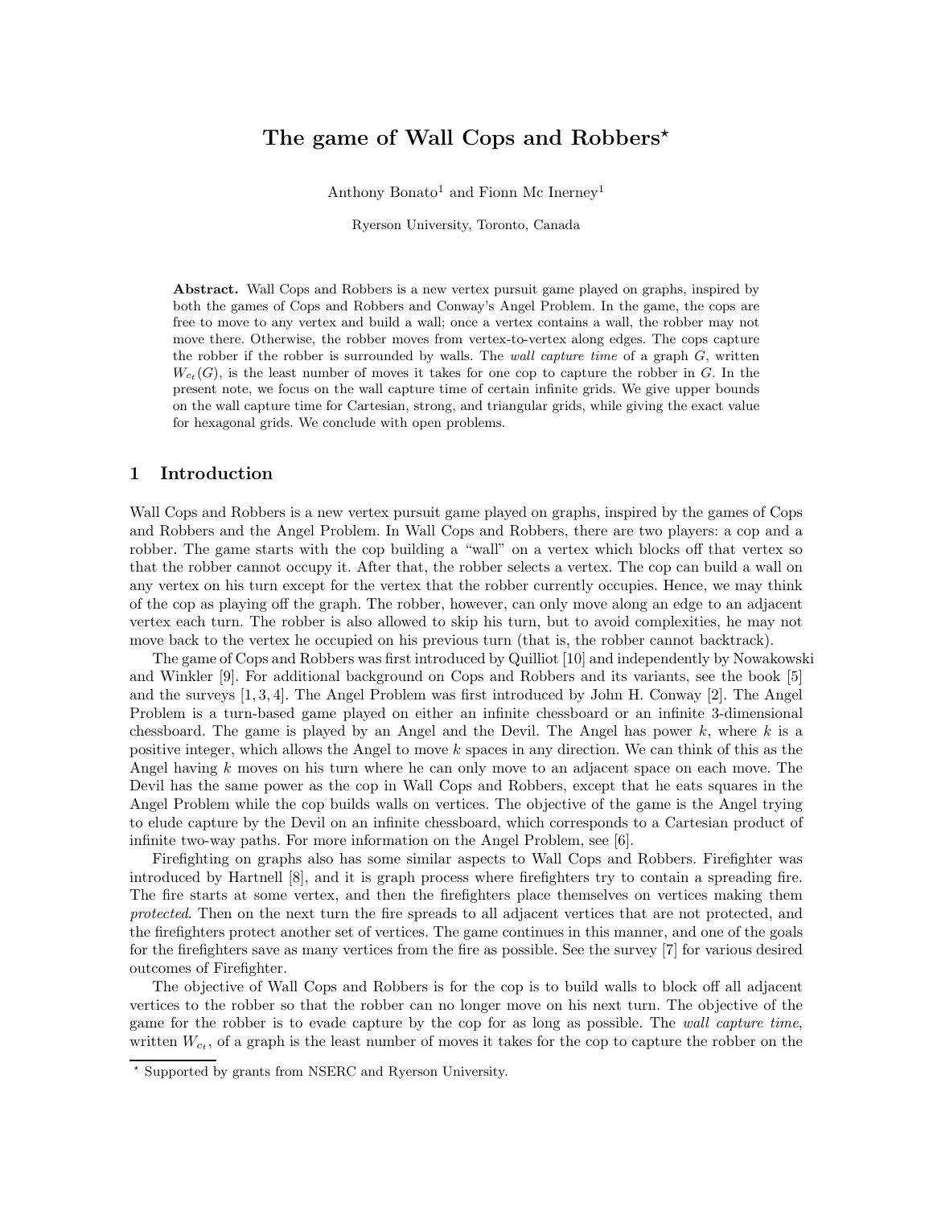# The game of Wall Cops and Robbers*

Anthony Bonato[1] and Fionn Mc Inerney[1]

Ryerson University, Toronto, Canada

**Abstract.** Wall Cops and Robbers is a new vertex pursuit game played on graphs, inspired by both the games of Cops and Robbers and Conway's Angel Problem. In the game, the cops are free to move to any vertex and build a wall; once a vertex contains a wall, the robber may not move there. Otherwise, the robber moves from vertex-to-vertex along edges. The cops capture the robber if the robber is surrounded by walls. The *wall capture time* of a graph $G$, written $W_{c_t}(G)$, is the least number of moves it takes for one cop to capture the robber in $G$. In the present note, we focus on the wall capture time of certain infinite grids. We give upper bounds on the wall capture time for Cartesian, strong, and triangular grids, while giving the exact value for hexagonal grids. We conclude with open problems.

## 1 Introduction

Wall Cops and Robbers is a new vertex pursuit game played on graphs, inspired by the games of Cops and Robbers and the Angel Problem. In Wall Cops and Robbers, there are two players: a cop and a robber. The game starts with the cop building a "wall" on a vertex which blocks off that vertex so that the robber cannot occupy it. After that, the robber selects a vertex. The cop can build a wall on any vertex on his turn except for the vertex that the robber currently occupies. Hence, we may think of the cop as playing off the graph. The robber, however, can only move along an edge to an adjacent vertex each turn. The robber is also allowed to skip his turn, but to avoid complexities, he may not move back to the vertex he occupied on his previous turn (that is, the robber cannot backtrack).

The game of Cops and Robbers was first introduced by Quilliot [10] and independently by Nowakowski and Winkler [9]. For additional background on Cops and Robbers and its variants, see the book [5] and the surveys [1, 3, 4]. The Angel Problem was first introduced by John H. Conway [2]. The Angel Problem is a turn-based game played on either an infinite chessboard or an infinite 3-dimensional chessboard. The game is played by an Angel and the Devil. The Angel has power $k$, where $k$ is a positive integer, which allows the Angel to move $k$ spaces in any direction. We can think of this as the Angel having $k$ moves on his turn where he can only move to an adjacent space on each move. The Devil has the same power as the cop in Wall Cops and Robbers, except that he eats squares in the Angel Problem while the cop builds walls on vertices. The objective of the game is the Angel trying to elude capture by the Devil on an infinite chessboard, which corresponds to a Cartesian product of infinite two-way paths. For more information on the Angel Problem, see [6].

Firefighting on graphs also has some similar aspects to Wall Cops and Robbers. Firefighter was introduced by Hartnell [8], and it is graph process where firefighters try to contain a spreading fire. The fire starts at some vertex, and then the firefighters place themselves on vertices making them *protected*. Then on the next turn the fire spreads to all adjacent vertices that are not protected, and the firefighters protect another set of vertices. The game continues in this manner, and one of the goals for the firefighters save as many vertices from the fire as possible. See the survey [7] for various desired outcomes of Firefighter.

The objective of Wall Cops and Robbers is for the cop is to build walls to block off all adjacent vertices to the robber so that the robber can no longer move on his next turn. The objective of the game for the robber is to evade capture by the cop for as long as possible. The *wall capture time*, written $W_{c_t}$, of a graph is the least number of moves it takes for the cop to capture the robber on the

* Supported by grants from NSERC and Ryerson University.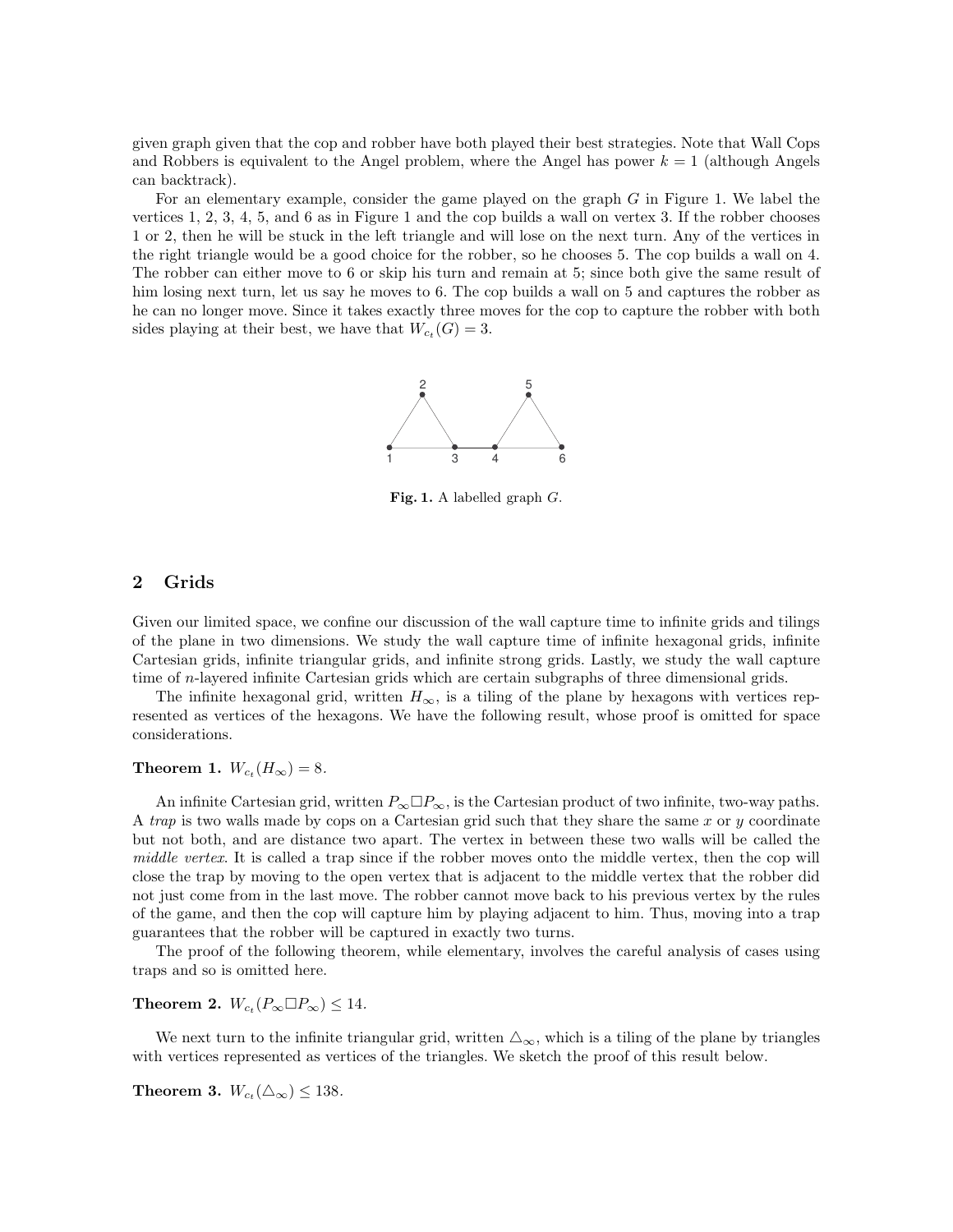given graph given that the cop and robber have both played their best strategies. Note that Wall Cops and Robbers is equivalent to the Angel problem, where the Angel has power $k = 1$ (although Angels can backtrack).

For an elementary example, consider the game played on the graph $G$ in Figure 1. We label the vertices 1, 2, 3, 4, 5, and 6 as in Figure 1 and the cop builds a wall on vertex 3. If the robber chooses 1 or 2, then he will be stuck in the left triangle and will lose on the next turn. Any of the vertices in the right triangle would be a good choice for the robber, so he chooses 5. The cop builds a wall on 4. The robber can either move to 6 or skip his turn and remain at 5; since both give the same result of him losing next turn, let us say he moves to 6. The cop builds a wall on 5 and captures the robber as he can no longer move. Since it takes exactly three moves for the cop to capture the robber with both sides playing at their best, we have that $W_{c_t}(G) = 3$.

2
5
1
3
4
6

**Fig. 1.** A labelled graph $G$.

## 2 Grids

Given our limited space, we confine our discussion of the wall capture time to infinite grids and tilings of the plane in two dimensions. We study the wall capture time of infinite hexagonal grids, infinite Cartesian grids, infinite triangular grids, and infinite strong grids. Lastly, we study the wall capture time of $n$-layered infinite Cartesian grids which are certain subgraphs of three dimensional grids.

The infinite hexagonal grid, written $H_\infty$, is a tiling of the plane by hexagons with vertices represented as vertices of the hexagons. We have the following result, whose proof is omitted for space considerations.

**Theorem 1.** $W_{c_t}(H_\infty) = 8$.

An infinite Cartesian grid, written $P_\infty \square P_\infty$, is the Cartesian product of two infinite, two-way paths. A *trap* is two walls made by cops on a Cartesian grid such that they share the same $x$ or $y$ coordinate but not both, and are distance two apart. The vertex in between these two walls will be called the *middle vertex*. It is called a trap since if the robber moves onto the middle vertex, then the cop will close the trap by moving to the open vertex that is adjacent to the middle vertex that the robber did not just come from in the last move. The robber cannot move back to his previous vertex by the rules of the game, and then the cop will capture him by playing adjacent to him. Thus, moving into a trap guarantees that the robber will be captured in exactly two turns.

The proof of the following theorem, while elementary, involves the careful analysis of cases using traps and so is omitted here.

**Theorem 2.** $W_{c_t}(P_\infty \square P_\infty) \leq 14$.

We next turn to the infinite triangular grid, written $\triangle_\infty$, which is a tiling of the plane by triangles with vertices represented as vertices of the triangles. We sketch the proof of this result below.

**Theorem 3.** $W_{c_t}(\triangle_\infty) \leq 138$.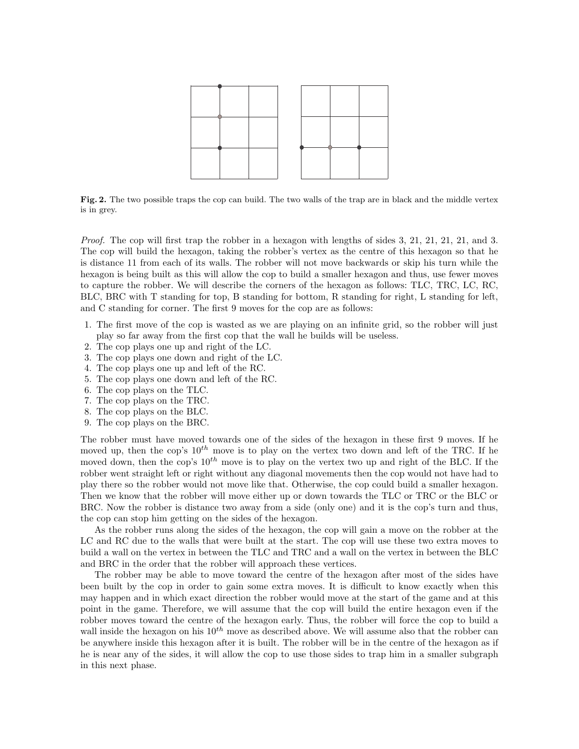**Fig. 2.** The two possible traps the cop can build. The two walls of the trap are in black and the middle vertex is in grey.

*Proof.* The cop will first trap the robber in a hexagon with lengths of sides 3, 21, 21, 21, 21, and 3. The cop will build the hexagon, taking the robber's vertex as the centre of this hexagon so that he is distance 11 from each of its walls. The robber will not move backwards or skip his turn while the hexagon is being built as this will allow the cop to build a smaller hexagon and thus, use fewer moves to capture the robber. We will describe the corners of the hexagon as follows: TLC, TRC, LC, RC, BLC, BRC with T standing for top, B standing for bottom, R standing for right, L standing for left, and C standing for corner. The first 9 moves for the cop are as follows:

1. The first move of the cop is wasted as we are playing on an infinite grid, so the robber will just play so far away from the first cop that the wall he builds will be useless.
2. The cop plays one up and right of the LC.
3. The cop plays one down and right of the LC.
4. The cop plays one up and left of the RC.
5. The cop plays one down and left of the RC.
6. The cop plays on the TLC.
7. The cop plays on the TRC.
8. The cop plays on the BLC.
9. The cop plays on the BRC.

The robber must have moved towards one of the sides of the hexagon in these first 9 moves. If he moved up, then the cop's $10^{th}$ move is to play on the vertex two down and left of the TRC. If he moved down, then the cop's $10^{th}$ move is to play on the vertex two up and right of the BLC. If the robber went straight left or right without any diagonal movements then the cop would not have had to play there so the robber would not move like that. Otherwise, the cop could build a smaller hexagon. Then we know that the robber will move either up or down towards the TLC or TRC or the BLC or BRC. Now the robber is distance two away from a side (only one) and it is the cop's turn and thus, the cop can stop him getting on the sides of the hexagon.

As the robber runs along the sides of the hexagon, the cop will gain a move on the robber at the LC and RC due to the walls that were built at the start. The cop will use these two extra moves to build a wall on the vertex in between the TLC and TRC and a wall on the vertex in between the BLC and BRC in the order that the robber will approach these vertices.

The robber may be able to move toward the centre of the hexagon after most of the sides have been built by the cop in order to gain some extra moves. It is difficult to know exactly when this may happen and in which exact direction the robber would move at the start of the game and at this point in the game. Therefore, we will assume that the cop will build the entire hexagon even if the robber moves toward the centre of the hexagon early. Thus, the robber will force the cop to build a wall inside the hexagon on his $10^{th}$ move as described above. We will assume also that the robber can be anywhere inside this hexagon after it is built. The robber will be in the centre of the hexagon as if he is near any of the sides, it will allow the cop to use those sides to trap him in a smaller subgraph in this next phase.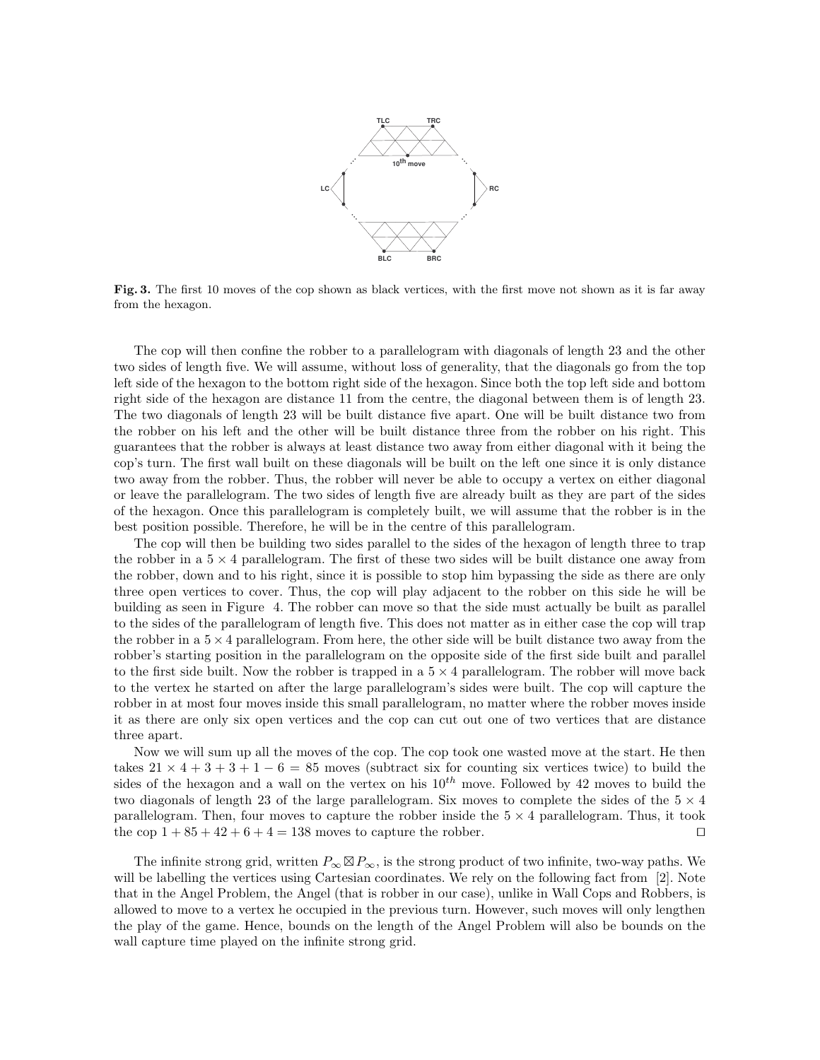TLC

TRC

$10^{th}$ move

LC

RC

BLC

BRC

**Fig. 3.** The first 10 moves of the cop shown as black vertices, with the first move not shown as it is far away from the hexagon.

The cop will then confine the robber to a parallelogram with diagonals of length 23 and the other two sides of length five. We will assume, without loss of generality, that the diagonals go from the top left side of the hexagon to the bottom right side of the hexagon. Since both the top left side and bottom right side of the hexagon are distance 11 from the centre, the diagonal between them is of length 23. The two diagonals of length 23 will be built distance five apart. One will be built distance two from the robber on his left and the other will be built distance three from the robber on his right. This guarantees that the robber is always at least distance two away from either diagonal with it being the cop's turn. The first wall built on these diagonals will be built on the left one since it is only distance two away from the robber. Thus, the robber will never be able to occupy a vertex on either diagonal or leave the parallelogram. The two sides of length five are already built as they are part of the sides of the hexagon. Once this parallelogram is completely built, we will assume that the robber is in the best position possible. Therefore, he will be in the centre of this parallelogram.

The cop will then be building two sides parallel to the sides of the hexagon of length three to trap the robber in a $5 \times 4$ parallelogram. The first of these two sides will be built distance one away from the robber, down and to his right, since it is possible to stop him bypassing the side as there are only three open vertices to cover. Thus, the cop will play adjacent to the robber on this side he will be building as seen in Figure 4. The robber can move so that the side must actually be built as parallel to the sides of the parallelogram of length five. This does not matter as in either case the cop will trap the robber in a $5 \times 4$ parallelogram. From here, the other side will be built distance two away from the robber's starting position in the parallelogram on the opposite side of the first side built and parallel to the first side built. Now the robber is trapped in a $5 \times 4$ parallelogram. The robber will move back to the vertex he started on after the large parallelogram's sides were built. The cop will capture the robber in at most four moves inside this small parallelogram, no matter where the robber moves inside it as there are only six open vertices and the cop can cut out one of two vertices that are distance three apart.

Now we will sum up all the moves of the cop. The cop took one wasted move at the start. He then takes $21 \times 4 + 3 + 3 + 1 - 6 = 85$ moves (subtract six for counting six vertices twice) to build the sides of the hexagon and a wall on the vertex on his $10^{th}$ move. Followed by 42 moves to build the two diagonals of length 23 of the large parallelogram. Six moves to complete the sides of the $5 \times 4$ parallelogram. Then, four moves to capture the robber inside the $5 \times 4$ parallelogram. Thus, it took the cop $1 + 85 + 42 + 6 + 4 = 138$ moves to capture the robber. □

The infinite strong grid, written $P_\infty \boxtimes P_\infty$, is the strong product of two infinite, two-way paths. We will be labelling the vertices using Cartesian coordinates. We rely on the following fact from [2]. Note that in the Angel Problem, the Angel (that is robber in our case), unlike in Wall Cops and Robbers, is allowed to move to a vertex he occupied in the previous turn. However, such moves will only lengthen the play of the game. Hence, bounds on the length of the Angel Problem will also be bounds on the wall capture time played on the infinite strong grid.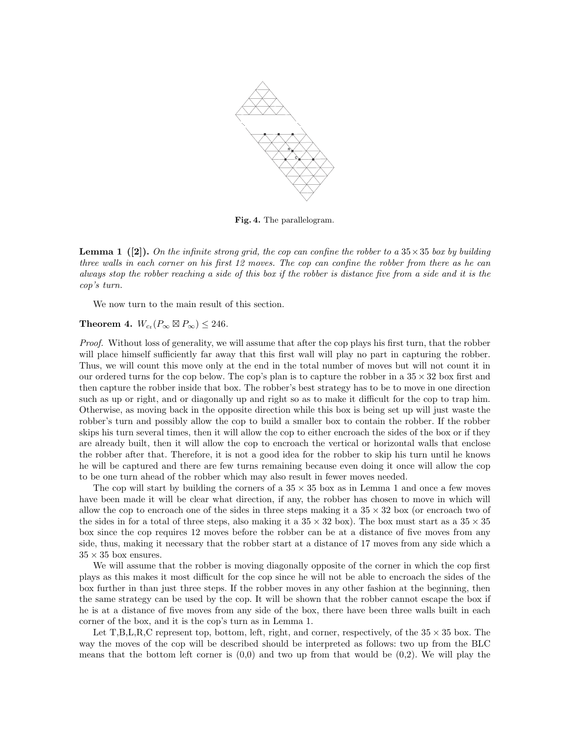Fig. 4. The parallelogram.

**Lemma 1 ([2]).** *On the infinite strong grid, the cop can confine the robber to a $35\times 35$ box by building three walls in each corner on his first 12 moves. The cop can confine the robber from there as he can always stop the robber reaching a side of this box if the robber is distance five from a side and it is the cop's turn.*

We now turn to the main result of this section.

**Theorem 4.** $W_{c_t}(P_\infty \boxtimes P_\infty) \leq 246$.

*Proof.* Without loss of generality, we will assume that after the cop plays his first turn, that the robber will place himself sufficiently far away that this first wall will play no part in capturing the robber. Thus, we will count this move only at the end in the total number of moves but will not count it in our ordered turns for the cop below. The cop's plan is to capture the robber in a $35\times 32$ box first and then capture the robber inside that box. The robber's best strategy has to be to move in one direction such as up or right, and or diagonally up and right so as to make it difficult for the cop to trap him. Otherwise, as moving back in the opposite direction while this box is being set up will just waste the robber's turn and possibly allow the cop to build a smaller box to contain the robber. If the robber skips his turn several times, then it will allow the cop to either encroach the sides of the box or if they are already built, then it will allow the cop to encroach the vertical or horizontal walls that enclose the robber after that. Therefore, it is not a good idea for the robber to skip his turn until he knows he will be captured and there are few turns remaining because even doing it once will allow the cop to be one turn ahead of the robber which may also result in fewer moves needed.

The cop will start by building the corners of a $35\times 35$ box as in Lemma 1 and once a few moves have been made it will be clear what direction, if any, the robber has chosen to move in which will allow the cop to encroach one of the sides in three steps making it a $35\times 32$ box (or encroach two of the sides in for a total of three steps, also making it a $35\times 32$ box). The box must start as a $35\times 35$ box since the cop requires 12 moves before the robber can be at a distance of five moves from any side, thus, making it necessary that the robber start at a distance of 17 moves from any side which a $35\times 35$ box ensures.

We will assume that the robber is moving diagonally opposite of the corner in which the cop first plays as this makes it most difficult for the cop since he will not be able to encroach the sides of the box further in than just three steps. If the robber moves in any other fashion at the beginning, then the same strategy can be used by the cop. It will be shown that the robber cannot escape the box if he is at a distance of five moves from any side of the box, there have been three walls built in each corner of the box, and it is the cop's turn as in Lemma 1.

Let T,B,L,R,C represent top, bottom, left, right, and corner, respectively, of the $35\times 35$ box. The way the moves of the cop will be described should be interpreted as follows: two up from the BLC means that the bottom left corner is (0,0) and two up from that would be (0,2). We will play the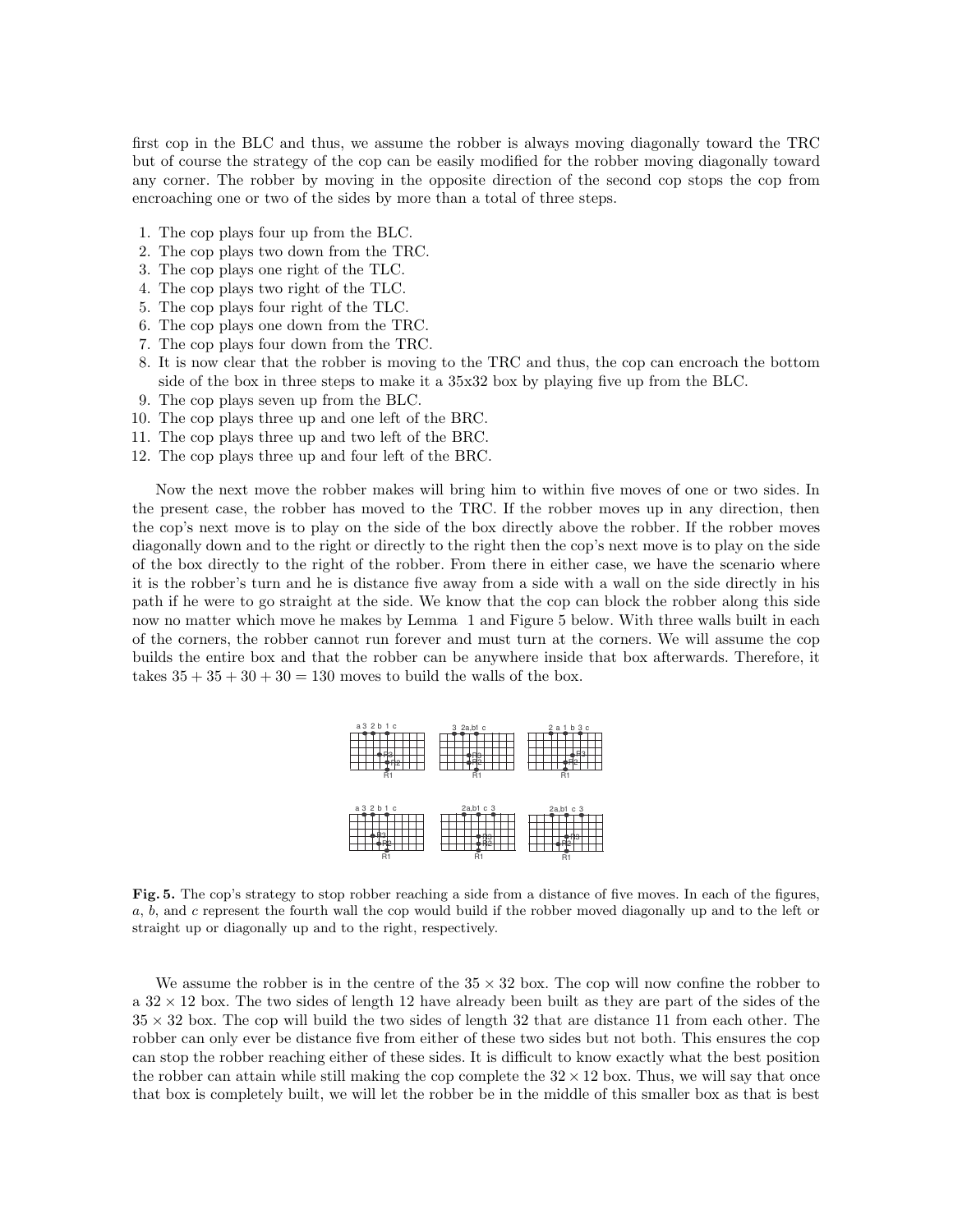first cop in the BLC and thus, we assume the robber is always moving diagonally toward the TRC but of course the strategy of the cop can be easily modified for the robber moving diagonally toward any corner. The robber by moving in the opposite direction of the second cop stops the cop from encroaching one or two of the sides by more than a total of three steps.

1. The cop plays four up from the BLC.
2. The cop plays two down from the TRC.
3. The cop plays one right of the TLC.
4. The cop plays two right of the TLC.
5. The cop plays four right of the TLC.
6. The cop plays one down from the TRC.
7. The cop plays four down from the TRC.
8. It is now clear that the robber is moving to the TRC and thus, the cop can encroach the bottom side of the box in three steps to make it a 35x32 box by playing five up from the BLC.
9. The cop plays seven up from the BLC.
10. The cop plays three up and one left of the BRC.
11. The cop plays three up and two left of the BRC.
12. The cop plays three up and four left of the BRC.

Now the next move the robber makes will bring him to within five moves of one or two sides. In the present case, the robber has moved to the TRC. If the robber moves up in any direction, then the cop's next move is to play on the side of the box directly above the robber. If the robber moves diagonally down and to the right or directly to the right then the cop's next move is to play on the side of the box directly to the right of the robber. From there in either case, we have the scenario where it is the robber's turn and he is distance five away from a side with a wall on the side directly in his path if he were to go straight at the side. We know that the cop can block the robber along this side now no matter which move he makes by Lemma 1 and Figure 5 below. With three walls built in each of the corners, the robber cannot run forever and must turn at the corners. We will assume the cop builds the entire box and that the robber can be anywhere inside that box afterwards. Therefore, it takes $35 + 35 + 30 + 30 = 130$ moves to build the walls of the box.

a 3 2 b 1 c
R3
R2
R1

3 2a,b1 c
R3
R2
R1

2 a 1 b 3 c
R3
R2
R1

a 3 2 b 1 c
R3
R2
R1

2a,b1 c 3
R3
R2
R1

2a,b1 c 3
R3
R2
R1

**Fig. 5.** The cop's strategy to stop robber reaching a side from a distance of five moves. In each of the figures, $a$, $b$, and $c$ represent the fourth wall the cop would build if the robber moved diagonally up and to the left or straight up or diagonally up and to the right, respectively.

We assume the robber is in the centre of the $35 \times 32$ box. The cop will now confine the robber to a $32 \times 12$ box. The two sides of length 12 have already been built as they are part of the sides of the $35 \times 32$ box. The cop will build the two sides of length 32 that are distance 11 from each other. The robber can only ever be distance five from either of these two sides but not both. This ensures the cop can stop the robber reaching either of these sides. It is difficult to know exactly what the best position the robber can attain while still making the cop complete the $32 \times 12$ box. Thus, we will say that once that box is completely built, we will let the robber be in the middle of this smaller box as that is best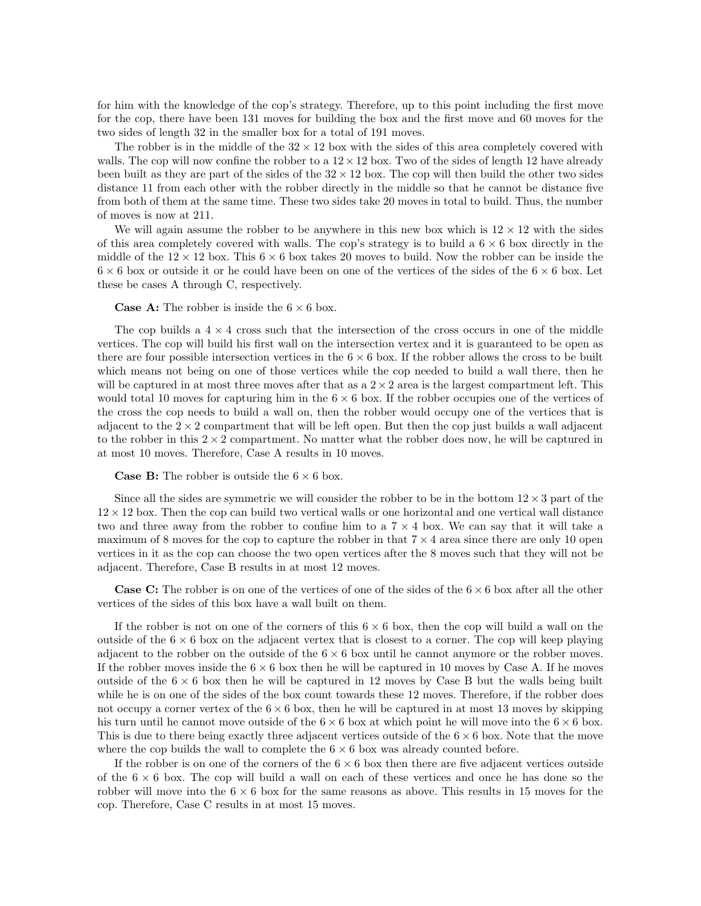for him with the knowledge of the cop's strategy. Therefore, up to this point including the first move for the cop, there have been 131 moves for building the box and the first move and 60 moves for the two sides of length 32 in the smaller box for a total of 191 moves.

The robber is in the middle of the $32 \times 12$ box with the sides of this area completely covered with walls. The cop will now confine the robber to a $12 \times 12$ box. Two of the sides of length 12 have already been built as they are part of the sides of the $32 \times 12$ box. The cop will then build the other two sides distance 11 from each other with the robber directly in the middle so that he cannot be distance five from both of them at the same time. These two sides take 20 moves in total to build. Thus, the number of moves is now at 211.

We will again assume the robber to be anywhere in this new box which is $12 \times 12$ with the sides of this area completely covered with walls. The cop's strategy is to build a $6 \times 6$ box directly in the middle of the $12 \times 12$ box. This $6 \times 6$ box takes 20 moves to build. Now the robber can be inside the $6 \times 6$ box or outside it or he could have been on one of the vertices of the sides of the $6 \times 6$ box. Let these be cases A through C, respectively.

**Case A:** The robber is inside the $6 \times 6$ box.

The cop builds a $4 \times 4$ cross such that the intersection of the cross occurs in one of the middle vertices. The cop will build his first wall on the intersection vertex and it is guaranteed to be open as there are four possible intersection vertices in the $6 \times 6$ box. If the robber allows the cross to be built which means not being on one of those vertices while the cop needed to build a wall there, then he will be captured in at most three moves after that as a $2 \times 2$ area is the largest compartment left. This would total 10 moves for capturing him in the $6 \times 6$ box. If the robber occupies one of the vertices of the cross the cop needs to build a wall on, then the robber would occupy one of the vertices that is adjacent to the $2 \times 2$ compartment that will be left open. But then the cop just builds a wall adjacent to the robber in this $2 \times 2$ compartment. No matter what the robber does now, he will be captured in at most 10 moves. Therefore, Case A results in 10 moves.

**Case B:** The robber is outside the $6 \times 6$ box.

Since all the sides are symmetric we will consider the robber to be in the bottom $12 \times 3$ part of the $12 \times 12$ box. Then the cop can build two vertical walls or one horizontal and one vertical wall distance two and three away from the robber to confine him to a $7 \times 4$ box. We can say that it will take a maximum of 8 moves for the cop to capture the robber in that $7 \times 4$ area since there are only 10 open vertices in it as the cop can choose the two open vertices after the 8 moves such that they will not be adjacent. Therefore, Case B results in at most 12 moves.

**Case C:** The robber is on one of the vertices of one of the sides of the $6 \times 6$ box after all the other vertices of the sides of this box have a wall built on them.

If the robber is not on one of the corners of this $6 \times 6$ box, then the cop will build a wall on the outside of the $6 \times 6$ box on the adjacent vertex that is closest to a corner. The cop will keep playing adjacent to the robber on the outside of the $6 \times 6$ box until he cannot anymore or the robber moves. If the robber moves inside the $6 \times 6$ box then he will be captured in 10 moves by Case A. If he moves outside of the $6 \times 6$ box then he will be captured in 12 moves by Case B but the walls being built while he is on one of the sides of the box count towards these 12 moves. Therefore, if the robber does not occupy a corner vertex of the $6 \times 6$ box, then he will be captured in at most 13 moves by skipping his turn until he cannot move outside of the $6 \times 6$ box at which point he will move into the $6 \times 6$ box. This is due to there being exactly three adjacent vertices outside of the $6 \times 6$ box. Note that the move where the cop builds the wall to complete the $6 \times 6$ box was already counted before.

If the robber is on one of the corners of the $6 \times 6$ box then there are five adjacent vertices outside of the $6 \times 6$ box. The cop will build a wall on each of these vertices and once he has done so the robber will move into the $6 \times 6$ box for the same reasons as above. This results in 15 moves for the cop. Therefore, Case C results in at most 15 moves.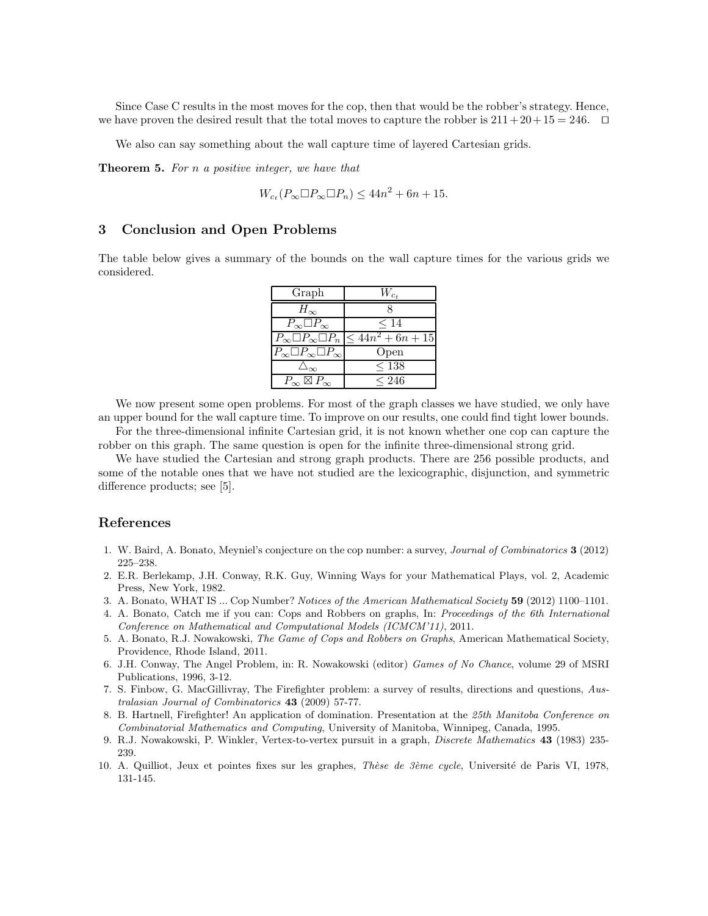Since Case C results in the most moves for the cop, then that would be the robber's strategy. Hence, we have proven the desired result that the total moves to capture the robber is $211 + 20 + 15 = 246$. $\square$

We also can say something about the wall capture time of layered Cartesian grids.

**Theorem 5.** *For $n$ a positive integer, we have that*

$$W_{c_t}(P_\infty \square P_\infty \square P_n) \leq 44n^2 + 6n + 15.$$

## 3 Conclusion and Open Problems

The table below gives a summary of the bounds on the wall capture times for the various grids we considered.

| Graph | $W_{c_t}$ |
|---|---|
| $H_\infty$ | 8 |
| $P_\infty \square P_\infty$ | $\leq 14$ |
| $P_\infty \square P_\infty \square P_n$ | $\leq 44n^2 + 6n + 15$ |
| $P_\infty \square P_\infty \square P_\infty$ | Open |
| $\triangle_\infty$ | $\leq 138$ |
| $P_\infty \boxtimes P_\infty$ | $\leq 246$ |

We now present some open problems. For most of the graph classes we have studied, we only have an upper bound for the wall capture time. To improve on our results, one could find tight lower bounds.

For the three-dimensional infinite Cartesian grid, it is not known whether one cop can capture the robber on this graph. The same question is open for the infinite three-dimensional strong grid.

We have studied the Cartesian and strong graph products. There are 256 possible products, and some of the notable ones that we have not studied are the lexicographic, disjunction, and symmetric difference products; see [5].

## References

1. W. Baird, A. Bonato, Meyniel's conjecture on the cop number: a survey, *Journal of Combinatorics* **3** (2012) 225–238.
2. E.R. Berlekamp, J.H. Conway, R.K. Guy, Winning Ways for your Mathematical Plays, vol. 2, Academic Press, New York, 1982.
3. A. Bonato, WHAT IS ... Cop Number? *Notices of the American Mathematical Society* **59** (2012) 1100–1101.
4. A. Bonato, Catch me if you can: Cops and Robbers on graphs, In: *Proceedings of the 6th International Conference on Mathematical and Computational Models (ICMCM'11)*, 2011.
5. A. Bonato, R.J. Nowakowski, *The Game of Cops and Robbers on Graphs*, American Mathematical Society, Providence, Rhode Island, 2011.
6. J.H. Conway, The Angel Problem, in: R. Nowakowski (editor) *Games of No Chance*, volume 29 of MSRI Publications, 1996, 3-12.
7. S. Finbow, G. MacGillivray, The Firefighter problem: a survey of results, directions and questions, *Australasian Journal of Combinatorics* **43** (2009) 57-77.
8. B. Hartnell, Firefighter! An application of domination. Presentation at the *25th Manitoba Conference on Combinatorial Mathematics and Computing*, University of Manitoba, Winnipeg, Canada, 1995.
9. R.J. Nowakowski, P. Winkler, Vertex-to-vertex pursuit in a graph, *Discrete Mathematics* **43** (1983) 235-239.
10. A. Quilliot, Jeux et pointes fixes sur les graphes, *Thèse de 3ème cycle*, Université de Paris VI, 1978, 131-145.